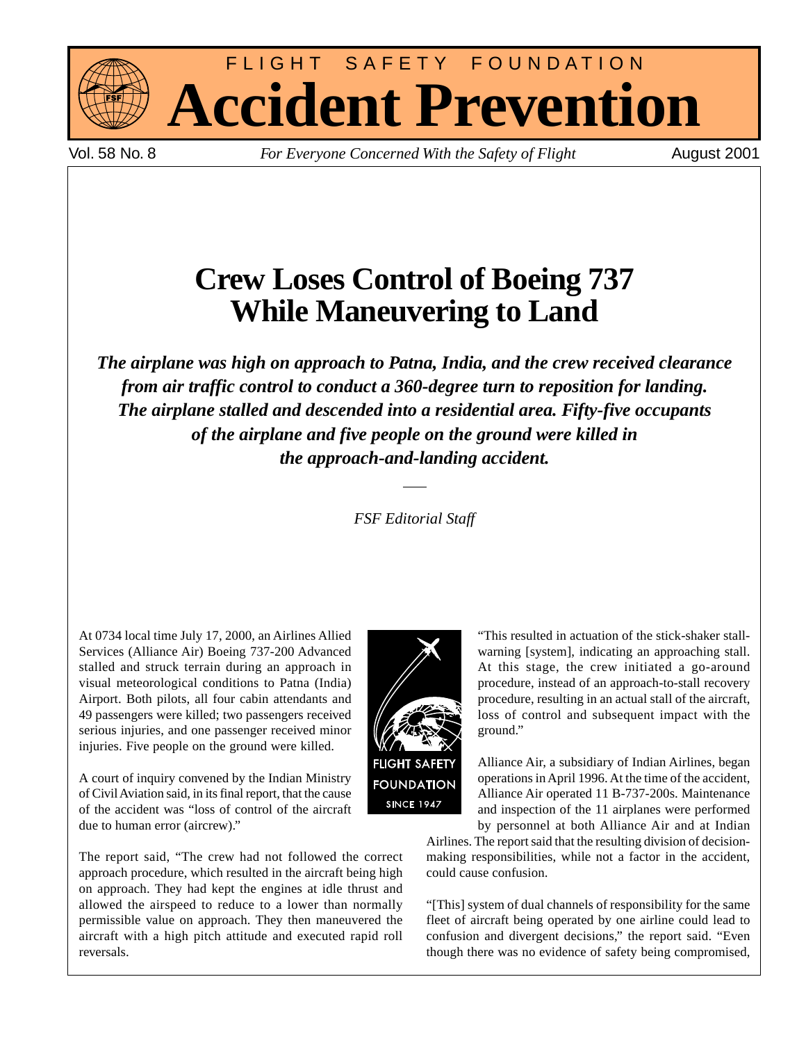# FLIGHT SAFETY FOUNDATION
# Accident Prevention

Vol. 58 No. 8 — *For Everyone Concerned With the Safety of Flight* — August 2001

## Crew Loses Control of Boeing 737 While Maneuvering to Land

***The airplane was high on approach to Patna, India, and the crew received clearance from air traffic control to conduct a 360-degree turn to reposition for landing. The airplane stalled and descended into a residential area. Fifty-five occupants of the airplane and five people on the ground were killed in the approach-and-landing accident.***

*FSF Editorial Staff*

At 0734 local time July 17, 2000, an Airlines Allied Services (Alliance Air) Boeing 737-200 Advanced stalled and struck terrain during an approach in visual meteorological conditions to Patna (India) Airport. Both pilots, all four cabin attendants and 49 passengers were killed; two passengers received serious injuries, and one passenger received minor injuries. Five people on the ground were killed.

A court of inquiry convened by the Indian Ministry of Civil Aviation said, in its final report, that the cause of the accident was "loss of control of the aircraft due to human error (aircrew)."

The report said, "The crew had not followed the correct approach procedure, which resulted in the aircraft being high on approach. They had kept the engines at idle thrust and allowed the airspeed to reduce to a lower than normally permissible value on approach. They then maneuvered the aircraft with a high pitch attitude and executed rapid roll reversals.

"This resulted in actuation of the stick-shaker stall-warning [system], indicating an approaching stall. At this stage, the crew initiated a go-around procedure, instead of an approach-to-stall recovery procedure, resulting in an actual stall of the aircraft, loss of control and subsequent impact with the ground."

Alliance Air, a subsidiary of Indian Airlines, began operations in April 1996. At the time of the accident, Alliance Air operated 11 B-737-200s. Maintenance and inspection of the 11 airplanes were performed by personnel at both Alliance Air and at Indian Airlines. The report said that the resulting division of decision-making responsibilities, while not a factor in the accident, could cause confusion.

"[This] system of dual channels of responsibility for the same fleet of aircraft being operated by one airline could lead to confusion and divergent decisions," the report said. "Even though there was no evidence of safety being compromised,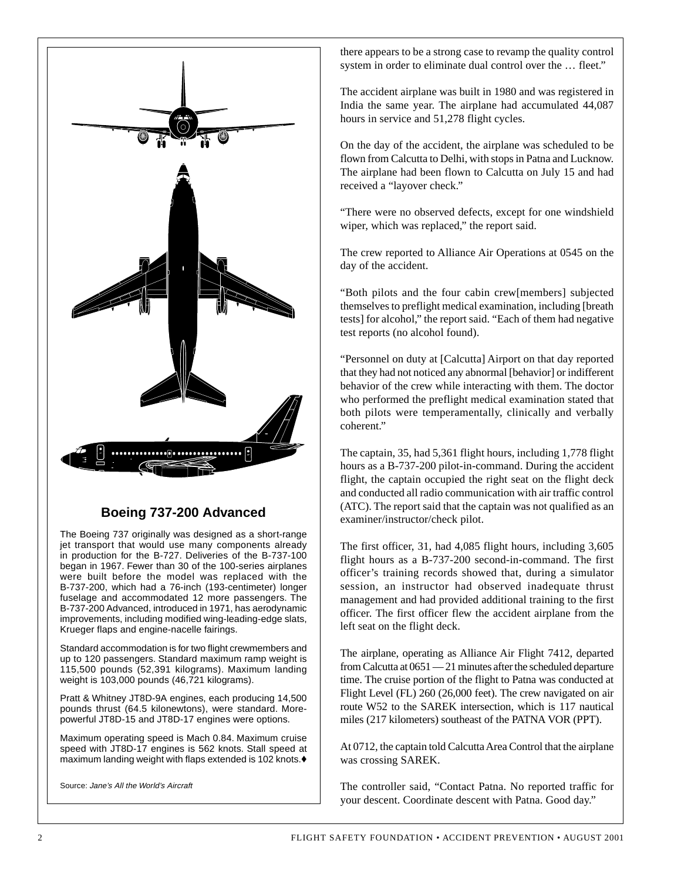## Boeing 737-200 Advanced

The Boeing 737 originally was designed as a short-range jet transport that would use many components already in production for the B-727. Deliveries of the B-737-100 began in 1967. Fewer than 30 of the 100-series airplanes were built before the model was replaced with the B-737-200, which had a 76-inch (193-centimeter) longer fuselage and accommodated 12 more passengers. The B-737-200 Advanced, introduced in 1971, has aerodynamic improvements, including modified wing-leading-edge slats, Krueger flaps and engine-nacelle fairings.

Standard accommodation is for two flight crewmembers and up to 120 passengers. Standard maximum ramp weight is 115,500 pounds (52,391 kilograms). Maximum landing weight is 103,000 pounds (46,721 kilograms).

Pratt & Whitney JT8D-9A engines, each producing 14,500 pounds thrust (64.5 kilonewtons), were standard. More-powerful JT8D-15 and JT8D-17 engines were options.

Maximum operating speed is Mach 0.84. Maximum cruise speed with JT8D-17 engines is 562 knots. Stall speed at maximum landing weight with flaps extended is 102 knots.♦

Source: *Jane's All the World's Aircraft*

there appears to be a strong case to revamp the quality control system in order to eliminate dual control over the … fleet."

The accident airplane was built in 1980 and was registered in India the same year. The airplane had accumulated 44,087 hours in service and 51,278 flight cycles.

On the day of the accident, the airplane was scheduled to be flown from Calcutta to Delhi, with stops in Patna and Lucknow. The airplane had been flown to Calcutta on July 15 and had received a "layover check."

"There were no observed defects, except for one windshield wiper, which was replaced," the report said.

The crew reported to Alliance Air Operations at 0545 on the day of the accident.

"Both pilots and the four cabin crew[members] subjected themselves to preflight medical examination, including [breath tests] for alcohol," the report said. "Each of them had negative test reports (no alcohol found).

"Personnel on duty at [Calcutta] Airport on that day reported that they had not noticed any abnormal [behavior] or indifferent behavior of the crew while interacting with them. The doctor who performed the preflight medical examination stated that both pilots were temperamentally, clinically and verbally coherent."

The captain, 35, had 5,361 flight hours, including 1,778 flight hours as a B-737-200 pilot-in-command. During the accident flight, the captain occupied the right seat on the flight deck and conducted all radio communication with air traffic control (ATC). The report said that the captain was not qualified as an examiner/instructor/check pilot.

The first officer, 31, had 4,085 flight hours, including 3,605 flight hours as a B-737-200 second-in-command. The first officer's training records showed that, during a simulator session, an instructor had observed inadequate thrust management and had provided additional training to the first officer. The first officer flew the accident airplane from the left seat on the flight deck.

The airplane, operating as Alliance Air Flight 7412, departed from Calcutta at 0651 — 21 minutes after the scheduled departure time. The cruise portion of the flight to Patna was conducted at Flight Level (FL) 260 (26,000 feet). The crew navigated on air route W52 to the SAREK intersection, which is 117 nautical miles (217 kilometers) southeast of the PATNA VOR (PPT).

At 0712, the captain told Calcutta Area Control that the airplane was crossing SAREK.

The controller said, "Contact Patna. No reported traffic for your descent. Coordinate descent with Patna. Good day."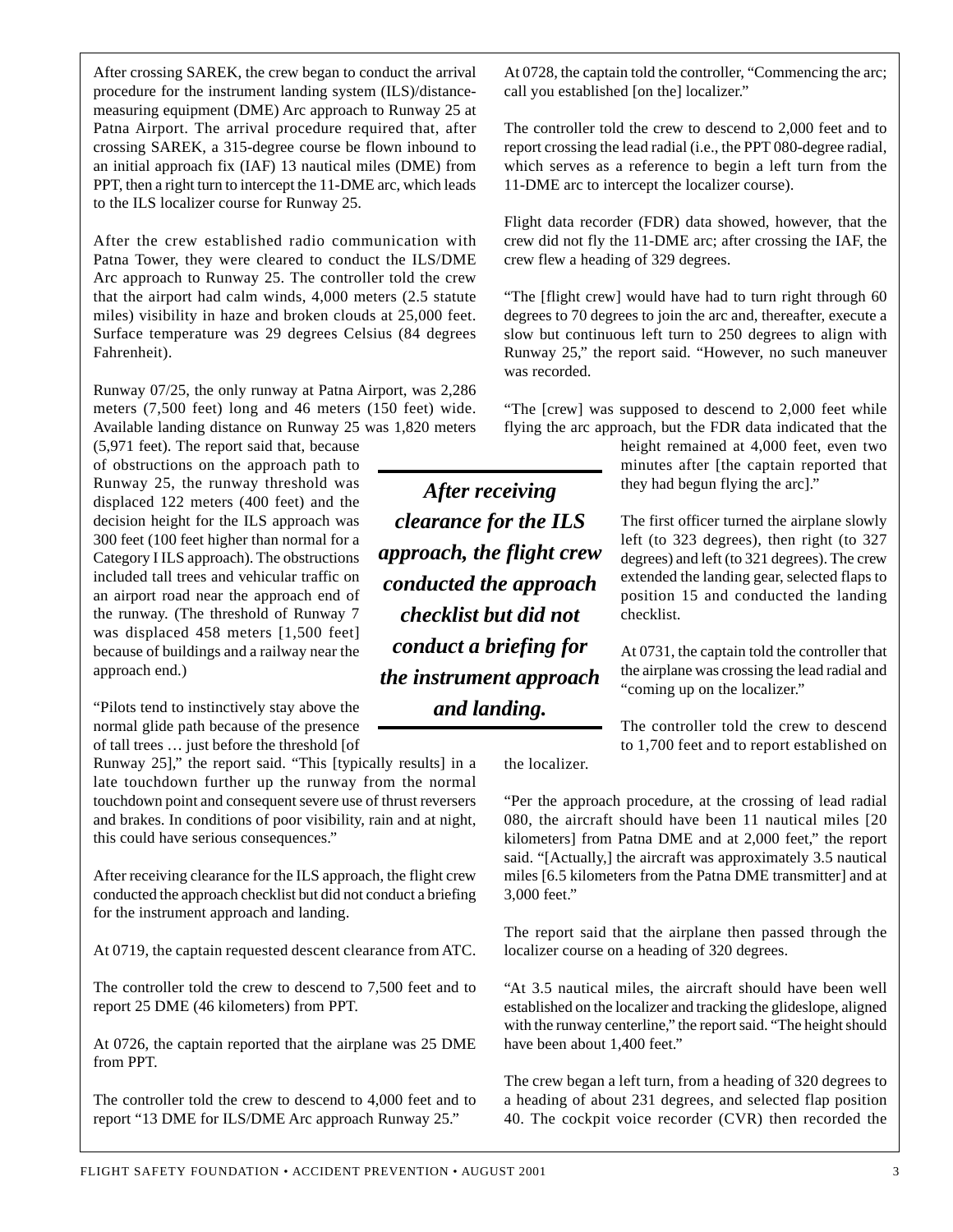After crossing SAREK, the crew began to conduct the arrival procedure for the instrument landing system (ILS)/distance-measuring equipment (DME) Arc approach to Runway 25 at Patna Airport. The arrival procedure required that, after crossing SAREK, a 315-degree course be flown inbound to an initial approach fix (IAF) 13 nautical miles (DME) from PPT, then a right turn to intercept the 11-DME arc, which leads to the ILS localizer course for Runway 25.

After the crew established radio communication with Patna Tower, they were cleared to conduct the ILS/DME Arc approach to Runway 25. The controller told the crew that the airport had calm winds, 4,000 meters (2.5 statute miles) visibility in haze and broken clouds at 25,000 feet. Surface temperature was 29 degrees Celsius (84 degrees Fahrenheit).

Runway 07/25, the only runway at Patna Airport, was 2,286 meters (7,500 feet) long and 46 meters (150 feet) wide. Available landing distance on Runway 25 was 1,820 meters (5,971 feet). The report said that, because of obstructions on the approach path to Runway 25, the runway threshold was displaced 122 meters (400 feet) and the decision height for the ILS approach was 300 feet (100 feet higher than normal for a Category I ILS approach). The obstructions included tall trees and vehicular traffic on an airport road near the approach end of the runway. (The threshold of Runway 7 was displaced 458 meters [1,500 feet] because of buildings and a railway near the approach end.)

"Pilots tend to instinctively stay above the normal glide path because of the presence of tall trees … just before the threshold [of Runway 25]," the report said. "This [typically results] in a late touchdown further up the runway from the normal touchdown point and consequent severe use of thrust reversers and brakes. In conditions of poor visibility, rain and at night, this could have serious consequences."

After receiving clearance for the ILS approach, the flight crew conducted the approach checklist but did not conduct a briefing for the instrument approach and landing.

At 0719, the captain requested descent clearance from ATC.

The controller told the crew to descend to 7,500 feet and to report 25 DME (46 kilometers) from PPT.

At 0726, the captain reported that the airplane was 25 DME from PPT.

The controller told the crew to descend to 4,000 feet and to report "13 DME for ILS/DME Arc approach Runway 25."

At 0728, the captain told the controller, "Commencing the arc; call you established [on the] localizer."

The controller told the crew to descend to 2,000 feet and to report crossing the lead radial (i.e., the PPT 080-degree radial, which serves as a reference to begin a left turn from the 11-DME arc to intercept the localizer course).

Flight data recorder (FDR) data showed, however, that the crew did not fly the 11-DME arc; after crossing the IAF, the crew flew a heading of 329 degrees.

"The [flight crew] would have had to turn right through 60 degrees to 70 degrees to join the arc and, thereafter, execute a slow but continuous left turn to 250 degrees to align with Runway 25," the report said. "However, no such maneuver was recorded.

"The [crew] was supposed to descend to 2,000 feet while flying the arc approach, but the FDR data indicated that the height remained at 4,000 feet, even two minutes after [the captain reported that they had begun flying the arc]."

*After receiving clearance for the ILS approach, the flight crew conducted the approach checklist but did not conduct a briefing for the instrument approach and landing.*

The first officer turned the airplane slowly left (to 323 degrees), then right (to 327 degrees) and left (to 321 degrees). The crew extended the landing gear, selected flaps to position 15 and conducted the landing checklist.

At 0731, the captain told the controller that the airplane was crossing the lead radial and "coming up on the localizer."

The controller told the crew to descend to 1,700 feet and to report established on the localizer.

"Per the approach procedure, at the crossing of lead radial 080, the aircraft should have been 11 nautical miles [20 kilometers] from Patna DME and at 2,000 feet," the report said. "[Actually,] the aircraft was approximately 3.5 nautical miles [6.5 kilometers from the Patna DME transmitter] and at 3,000 feet."

The report said that the airplane then passed through the localizer course on a heading of 320 degrees.

"At 3.5 nautical miles, the aircraft should have been well established on the localizer and tracking the glideslope, aligned with the runway centerline," the report said. "The height should have been about 1,400 feet."

The crew began a left turn, from a heading of 320 degrees to a heading of about 231 degrees, and selected flap position 40. The cockpit voice recorder (CVR) then recorded the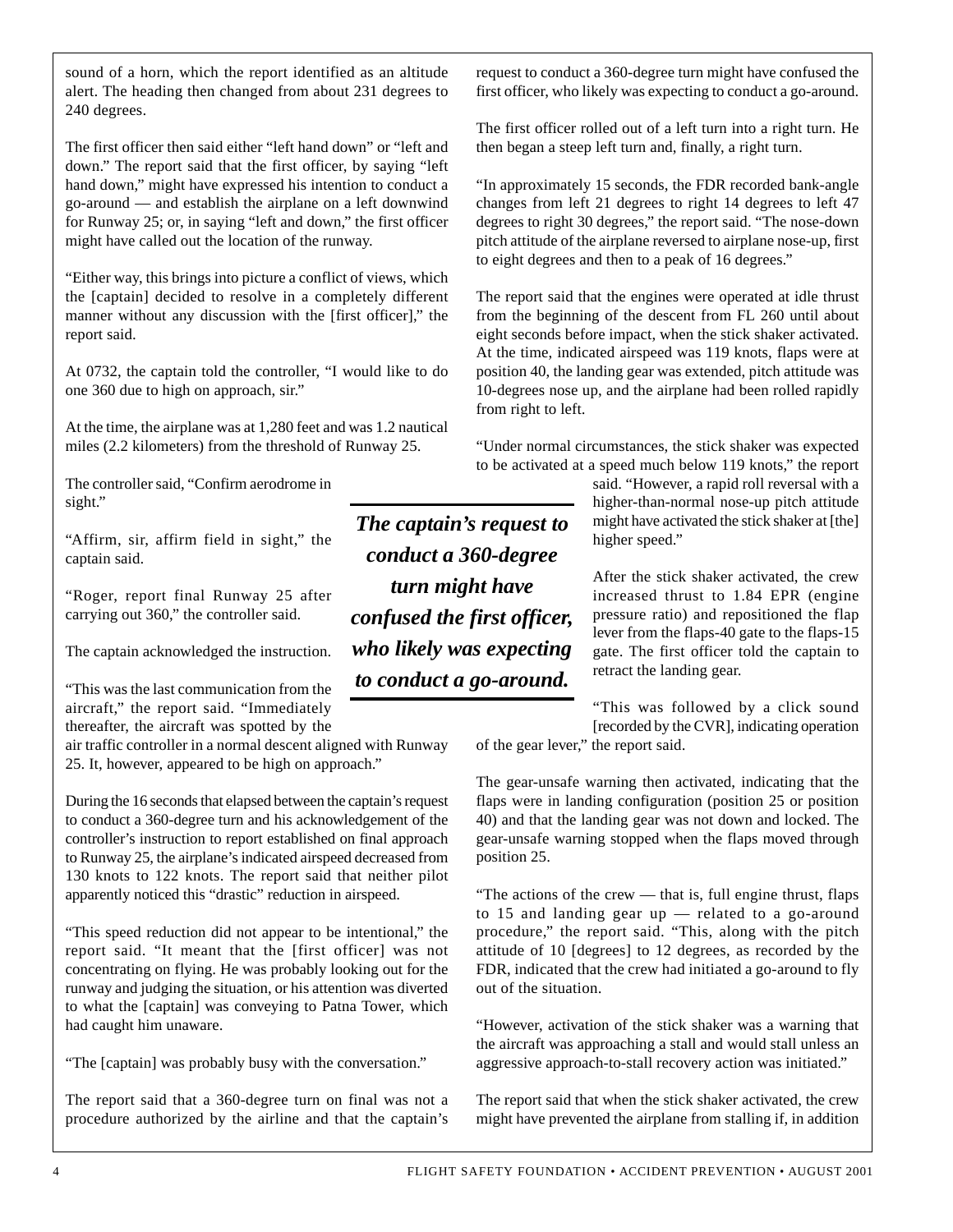sound of a horn, which the report identified as an altitude alert. The heading then changed from about 231 degrees to 240 degrees.

The first officer then said either "left hand down" or "left and down." The report said that the first officer, by saying "left hand down," might have expressed his intention to conduct a go-around — and establish the airplane on a left downwind for Runway 25; or, in saying "left and down," the first officer might have called out the location of the runway.

"Either way, this brings into picture a conflict of views, which the [captain] decided to resolve in a completely different manner without any discussion with the [first officer]," the report said.

At 0732, the captain told the controller, "I would like to do one 360 due to high on approach, sir."

At the time, the airplane was at 1,280 feet and was 1.2 nautical miles (2.2 kilometers) from the threshold of Runway 25.

The controller said, "Confirm aerodrome in sight."

"Affirm, sir, affirm field in sight," the captain said.

"Roger, report final Runway 25 after carrying out 360," the controller said.

The captain acknowledged the instruction.

"This was the last communication from the aircraft," the report said. "Immediately thereafter, the aircraft was spotted by the air traffic controller in a normal descent aligned with Runway 25. It, however, appeared to be high on approach."

During the 16 seconds that elapsed between the captain's request to conduct a 360-degree turn and his acknowledgement of the controller's instruction to report established on final approach to Runway 25, the airplane's indicated airspeed decreased from 130 knots to 122 knots. The report said that neither pilot apparently noticed this "drastic" reduction in airspeed.

"This speed reduction did not appear to be intentional," the report said. "It meant that the [first officer] was not concentrating on flying. He was probably looking out for the runway and judging the situation, or his attention was diverted to what the [captain] was conveying to Patna Tower, which had caught him unaware.

"The [captain] was probably busy with the conversation."

The report said that a 360-degree turn on final was not a procedure authorized by the airline and that the captain's request to conduct a 360-degree turn might have confused the first officer, who likely was expecting to conduct a go-around.

***The captain's request to conduct a 360-degree turn might have confused the first officer, who likely was expecting to conduct a go-around.***

The first officer rolled out of a left turn into a right turn. He then began a steep left turn and, finally, a right turn.

"In approximately 15 seconds, the FDR recorded bank-angle changes from left 21 degrees to right 14 degrees to left 47 degrees to right 30 degrees," the report said. "The nose-down pitch attitude of the airplane reversed to airplane nose-up, first to eight degrees and then to a peak of 16 degrees."

The report said that the engines were operated at idle thrust from the beginning of the descent from FL 260 until about eight seconds before impact, when the stick shaker activated. At the time, indicated airspeed was 119 knots, flaps were at position 40, the landing gear was extended, pitch attitude was 10-degrees nose up, and the airplane had been rolled rapidly from right to left.

"Under normal circumstances, the stick shaker was expected to be activated at a speed much below 119 knots," the report said. "However, a rapid roll reversal with a higher-than-normal nose-up pitch attitude might have activated the stick shaker at [the] higher speed."

After the stick shaker activated, the crew increased thrust to 1.84 EPR (engine pressure ratio) and repositioned the flap lever from the flaps-40 gate to the flaps-15 gate. The first officer told the captain to retract the landing gear.

"This was followed by a click sound [recorded by the CVR], indicating operation of the gear lever," the report said.

The gear-unsafe warning then activated, indicating that the flaps were in landing configuration (position 25 or position 40) and that the landing gear was not down and locked. The gear-unsafe warning stopped when the flaps moved through position 25.

"The actions of the crew — that is, full engine thrust, flaps to 15 and landing gear up — related to a go-around procedure," the report said. "This, along with the pitch attitude of 10 [degrees] to 12 degrees, as recorded by the FDR, indicated that the crew had initiated a go-around to fly out of the situation.

"However, activation of the stick shaker was a warning that the aircraft was approaching a stall and would stall unless an aggressive approach-to-stall recovery action was initiated."

The report said that when the stick shaker activated, the crew might have prevented the airplane from stalling if, in addition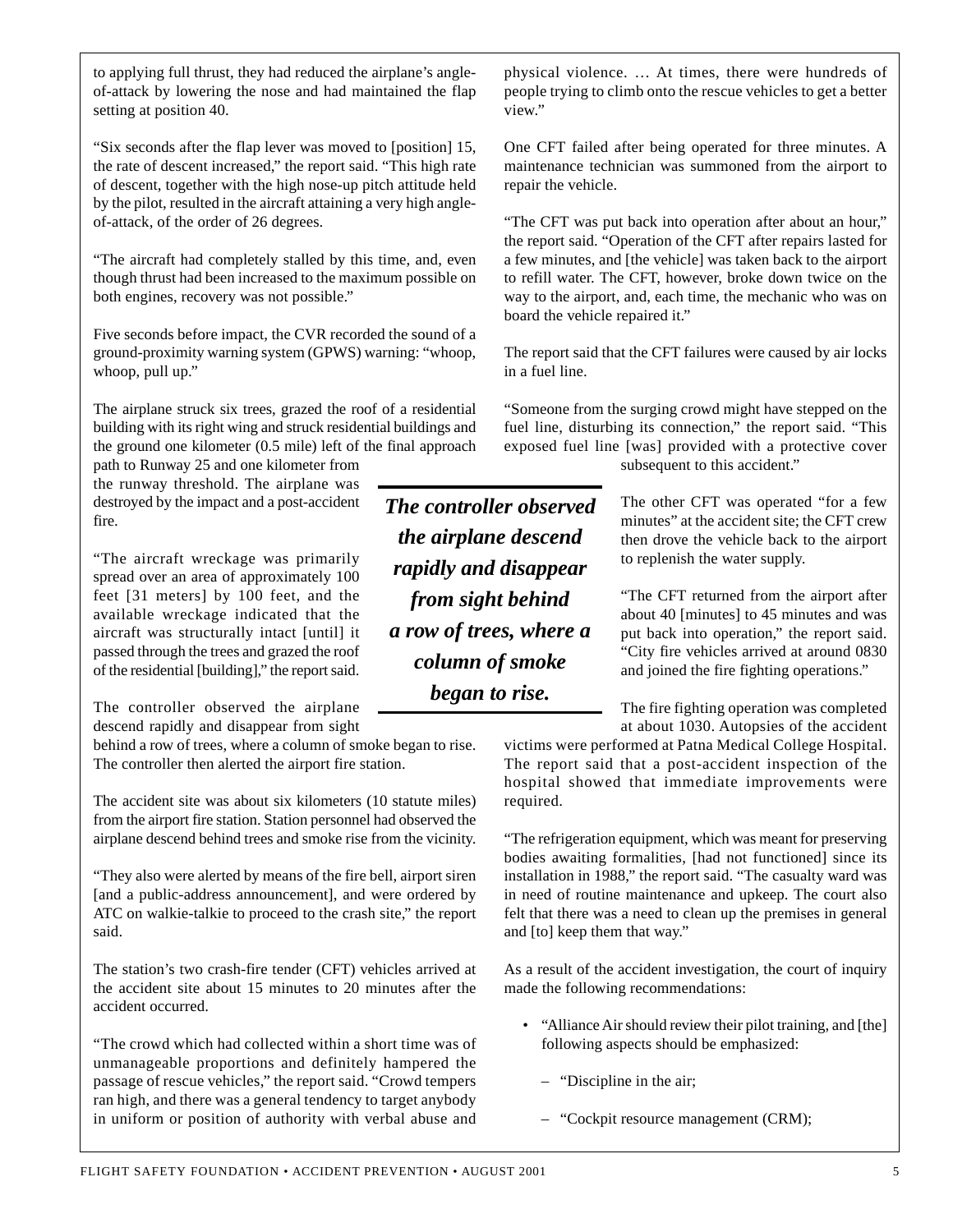to applying full thrust, they had reduced the airplane's angle-of-attack by lowering the nose and had maintained the flap setting at position 40.

"Six seconds after the flap lever was moved to [position] 15, the rate of descent increased," the report said. "This high rate of descent, together with the high nose-up pitch attitude held by the pilot, resulted in the aircraft attaining a very high angle-of-attack, of the order of 26 degrees.

"The aircraft had completely stalled by this time, and, even though thrust had been increased to the maximum possible on both engines, recovery was not possible."

Five seconds before impact, the CVR recorded the sound of a ground-proximity warning system (GPWS) warning: "whoop, whoop, pull up."

The airplane struck six trees, grazed the roof of a residential building with its right wing and struck residential buildings and the ground one kilometer (0.5 mile) left of the final approach path to Runway 25 and one kilometer from the runway threshold. The airplane was destroyed by the impact and a post-accident fire.

"The aircraft wreckage was primarily spread over an area of approximately 100 feet [31 meters] by 100 feet, and the available wreckage indicated that the aircraft was structurally intact [until] it passed through the trees and grazed the roof of the residential [building]," the report said.

The controller observed the airplane descend rapidly and disappear from sight behind a row of trees, where a column of smoke began to rise. The controller then alerted the airport fire station.

***The controller observed the airplane descend rapidly and disappear from sight behind a row of trees, where a column of smoke began to rise.***

The accident site was about six kilometers (10 statute miles) from the airport fire station. Station personnel had observed the airplane descend behind trees and smoke rise from the vicinity.

"They also were alerted by means of the fire bell, airport siren [and a public-address announcement], and were ordered by ATC on walkie-talkie to proceed to the crash site," the report said.

The station's two crash-fire tender (CFT) vehicles arrived at the accident site about 15 minutes to 20 minutes after the accident occurred.

"The crowd which had collected within a short time was of unmanageable proportions and definitely hampered the passage of rescue vehicles," the report said. "Crowd tempers ran high, and there was a general tendency to target anybody in uniform or position of authority with verbal abuse and physical violence. … At times, there were hundreds of people trying to climb onto the rescue vehicles to get a better view."

One CFT failed after being operated for three minutes. A maintenance technician was summoned from the airport to repair the vehicle.

"The CFT was put back into operation after about an hour," the report said. "Operation of the CFT after repairs lasted for a few minutes, and [the vehicle] was taken back to the airport to refill water. The CFT, however, broke down twice on the way to the airport, and, each time, the mechanic who was on board the vehicle repaired it."

The report said that the CFT failures were caused by air locks in a fuel line.

"Someone from the surging crowd might have stepped on the fuel line, disturbing its connection," the report said. "This exposed fuel line [was] provided with a protective cover subsequent to this accident."

The other CFT was operated "for a few minutes" at the accident site; the CFT crew then drove the vehicle back to the airport to replenish the water supply.

"The CFT returned from the airport after about 40 [minutes] to 45 minutes and was put back into operation," the report said. "City fire vehicles arrived at around 0830 and joined the fire fighting operations."

The fire fighting operation was completed at about 1030. Autopsies of the accident victims were performed at Patna Medical College Hospital. The report said that a post-accident inspection of the hospital showed that immediate improvements were required.

"The refrigeration equipment, which was meant for preserving bodies awaiting formalities, [had not functioned] since its installation in 1988," the report said. "The casualty ward was in need of routine maintenance and upkeep. The court also felt that there was a need to clean up the premises in general and [to] keep them that way."

As a result of the accident investigation, the court of inquiry made the following recommendations:

- "Alliance Air should review their pilot training, and [the] following aspects should be emphasized:
  - "Discipline in the air;
  - "Cockpit resource management (CRM);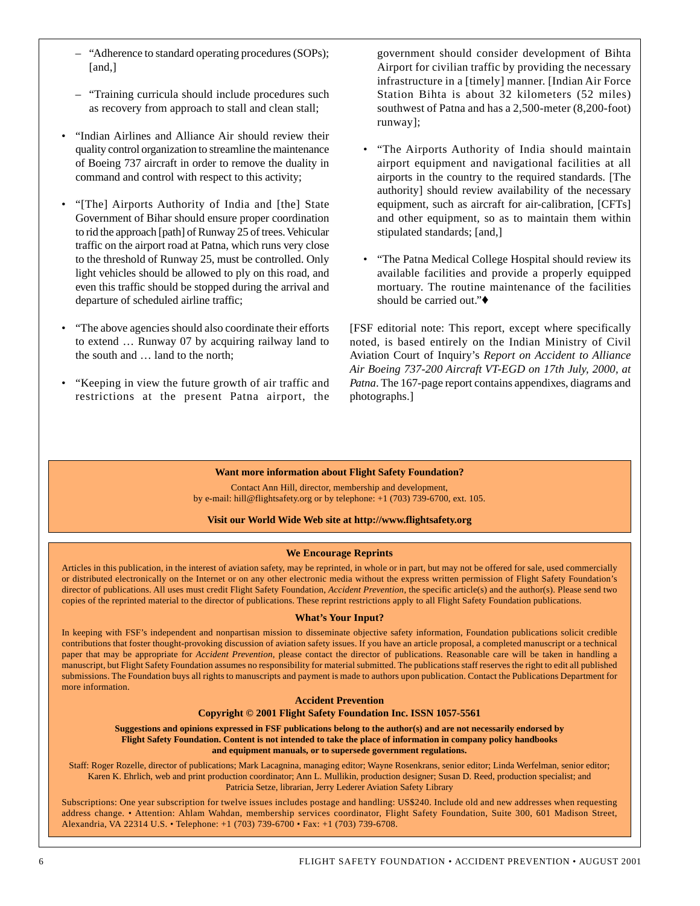- "Adherence to standard operating procedures (SOPs); [and,]
- "Training curricula should include procedures such as recovery from approach to stall and clean stall;

- "Indian Airlines and Alliance Air should review their quality control organization to streamline the maintenance of Boeing 737 aircraft in order to remove the duality in command and control with respect to this activity;
- "[The] Airports Authority of India and [the] State Government of Bihar should ensure proper coordination to rid the approach [path] of Runway 25 of trees. Vehicular traffic on the airport road at Patna, which runs very close to the threshold of Runway 25, must be controlled. Only light vehicles should be allowed to ply on this road, and even this traffic should be stopped during the arrival and departure of scheduled airline traffic;
- "The above agencies should also coordinate their efforts to extend … Runway 07 by acquiring railway land to the south and … land to the north;
- "Keeping in view the future growth of air traffic and restrictions at the present Patna airport, the government should consider development of Bihta Airport for civilian traffic by providing the necessary infrastructure in a [timely] manner. [Indian Air Force Station Bihta is about 32 kilometers (52 miles) southwest of Patna and has a 2,500-meter (8,200-foot) runway];
- "The Airports Authority of India should maintain airport equipment and navigational facilities at all airports in the country to the required standards. [The authority] should review availability of the necessary equipment, such as aircraft for air-calibration, [CFTs] and other equipment, so as to maintain them within stipulated standards; [and,]
- "The Patna Medical College Hospital should review its available facilities and provide a properly equipped mortuary. The routine maintenance of the facilities should be carried out."♦

[FSF editorial note: This report, except where specifically noted, is based entirely on the Indian Ministry of Civil Aviation Court of Inquiry's *Report on Accident to Alliance Air Boeing 737-200 Aircraft VT-EGD on 17th July, 2000, at Patna*. The 167-page report contains appendixes, diagrams and photographs.]

**Want more information about Flight Safety Foundation?**

Contact Ann Hill, director, membership and development,
by e-mail: hill@flightsafety.org or by telephone: +1 (703) 739-6700, ext. 105.

**Visit our World Wide Web site at http://www.flightsafety.org**

**We Encourage Reprints**

Articles in this publication, in the interest of aviation safety, may be reprinted, in whole or in part, but may not be offered for sale, used commercially or distributed electronically on the Internet or on any other electronic media without the express written permission of Flight Safety Foundation's director of publications. All uses must credit Flight Safety Foundation, *Accident Prevention*, the specific article(s) and the author(s). Please send two copies of the reprinted material to the director of publications. These reprint restrictions apply to all Flight Safety Foundation publications.

**What's Your Input?**

In keeping with FSF's independent and nonpartisan mission to disseminate objective safety information, Foundation publications solicit credible contributions that foster thought-provoking discussion of aviation safety issues. If you have an article proposal, a completed manuscript or a technical paper that may be appropriate for *Accident Prevention*, please contact the director of publications. Reasonable care will be taken in handling a manuscript, but Flight Safety Foundation assumes no responsibility for material submitted. The publications staff reserves the right to edit all published submissions. The Foundation buys all rights to manuscripts and payment is made to authors upon publication. Contact the Publications Department for more information.

**Accident Prevention**

**Copyright © 2001 Flight Safety Foundation Inc. ISSN 1057-5561**

**Suggestions and opinions expressed in FSF publications belong to the author(s) and are not necessarily endorsed by Flight Safety Foundation. Content is not intended to take the place of information in company policy handbooks and equipment manuals, or to supersede government regulations.**

Staff: Roger Rozelle, director of publications; Mark Lacagnina, managing editor; Wayne Rosenkrans, senior editor; Linda Werfelman, senior editor; Karen K. Ehrlich, web and print production coordinator; Ann L. Mullikin, production designer; Susan D. Reed, production specialist; and Patricia Setze, librarian, Jerry Lederer Aviation Safety Library

Subscriptions: One year subscription for twelve issues includes postage and handling: US$240. Include old and new addresses when requesting address change. • Attention: Ahlam Wahdan, membership services coordinator, Flight Safety Foundation, Suite 300, 601 Madison Street, Alexandria, VA 22314 U.S. • Telephone: +1 (703) 739-6700 • Fax: +1 (703) 739-6708.